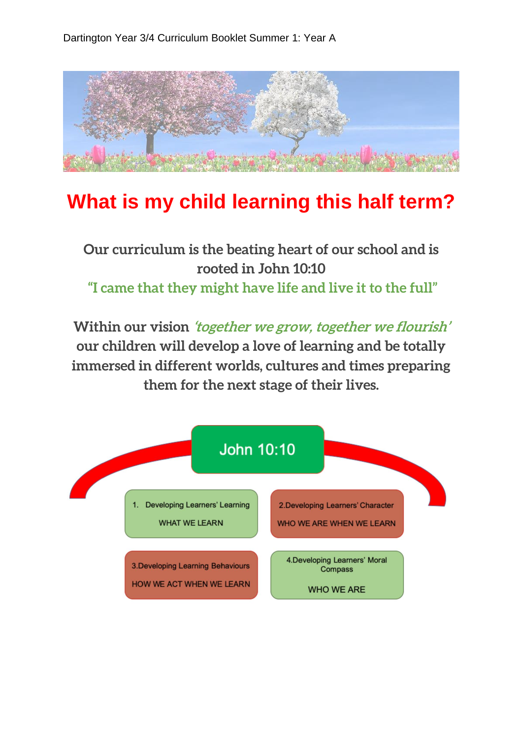Dartington Year 3/4 Curriculum Booklet Summer 1: Year A

# What is my child learning this half term?

**Our curriculum is the beating heart of our school and is rooted in John 10:10**

**"I came that they might have life and live it to the full"**

**Within our vision *'together we grow, together we flourish'* our children will develop a love of learning and be totally immersed in different worlds, cultures and times preparing them for the next stage of their lives.**

John 10:10

1. Developing Learners' Learning
   WHAT WE LEARN

2. Developing Learners' Character
   WHO WE ARE WHEN WE LEARN

3. Developing Learning Behaviours
   HOW WE ACT WHEN WE LEARN

4. Developing Learners' Moral Compass
   WHO WE ARE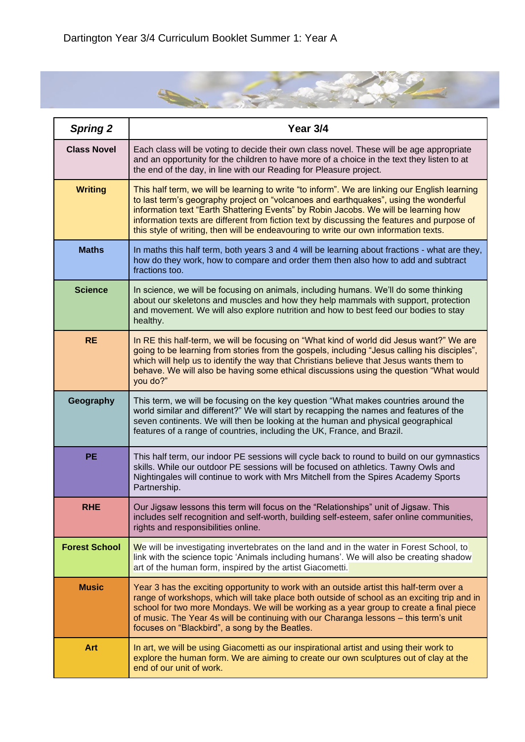Dartington Year 3/4 Curriculum Booklet Summer 1: Year A

| ***Spring 2*** | **Year 3/4** |
| --- | --- |
| **Class Novel** | Each class will be voting to decide their own class novel. These will be age appropriate and an opportunity for the children to have more of a choice in the text they listen to at the end of the day, in line with our Reading for Pleasure project. |
| **Writing** | This half term, we will be learning to write "to inform". We are linking our English learning to last term's geography project on "volcanoes and earthquakes", using the wonderful information text "Earth Shattering Events" by Robin Jacobs. We will be learning how information texts are different from fiction text by discussing the features and purpose of this style of writing, then will be endeavouring to write our own information texts. |
| **Maths** | In maths this half term, both years 3 and 4 will be learning about fractions - what are they, how do they work, how to compare and order them then also how to add and subtract fractions too. |
| **Science** | In science, we will be focusing on animals, including humans. We'll do some thinking about our skeletons and muscles and how they help mammals with support, protection and movement. We will also explore nutrition and how to best feed our bodies to stay healthy. |
| **RE** | In RE this half-term, we will be focusing on "What kind of world did Jesus want?" We are going to be learning from stories from the gospels, including "Jesus calling his disciples", which will help us to identify the way that Christians believe that Jesus wants them to behave. We will also be having some ethical discussions using the question "What would you do?" |
| **Geography** | This term, we will be focusing on the key question "What makes countries around the world similar and different?" We will start by recapping the names and features of the seven continents. We will then be looking at the human and physical geographical features of a range of countries, including the UK, France, and Brazil. |
| **PE** | This half term, our indoor PE sessions will cycle back to round to build on our gymnastics skills. While our outdoor PE sessions will be focused on athletics. Tawny Owls and Nightingales will continue to work with Mrs Mitchell from the Spires Academy Sports Partnership. |
| **RHE** | Our Jigsaw lessons this term will focus on the "Relationships" unit of Jigsaw. This includes self recognition and self-worth, building self-esteem, safer online communities, rights and responsibilities online. |
| **Forest School** | We will be investigating invertebrates on the land and in the water in Forest School, to link with the science topic 'Animals including humans'. We will also be creating shadow art of the human form, inspired by the artist Giacometti. |
| **Music** | Year 3 has the exciting opportunity to work with an outside artist this half-term over a range of workshops, which will take place both outside of school as an exciting trip and in school for two more Mondays. We will be working as a year group to create a final piece of music. The Year 4s will be continuing with our Charanga lessons – this term's unit focuses on "Blackbird", a song by the Beatles. |
| **Art** | In art, we will be using Giacometti as our inspirational artist and using their work to explore the human form. We are aiming to create our own sculptures out of clay at the end of our unit of work. |